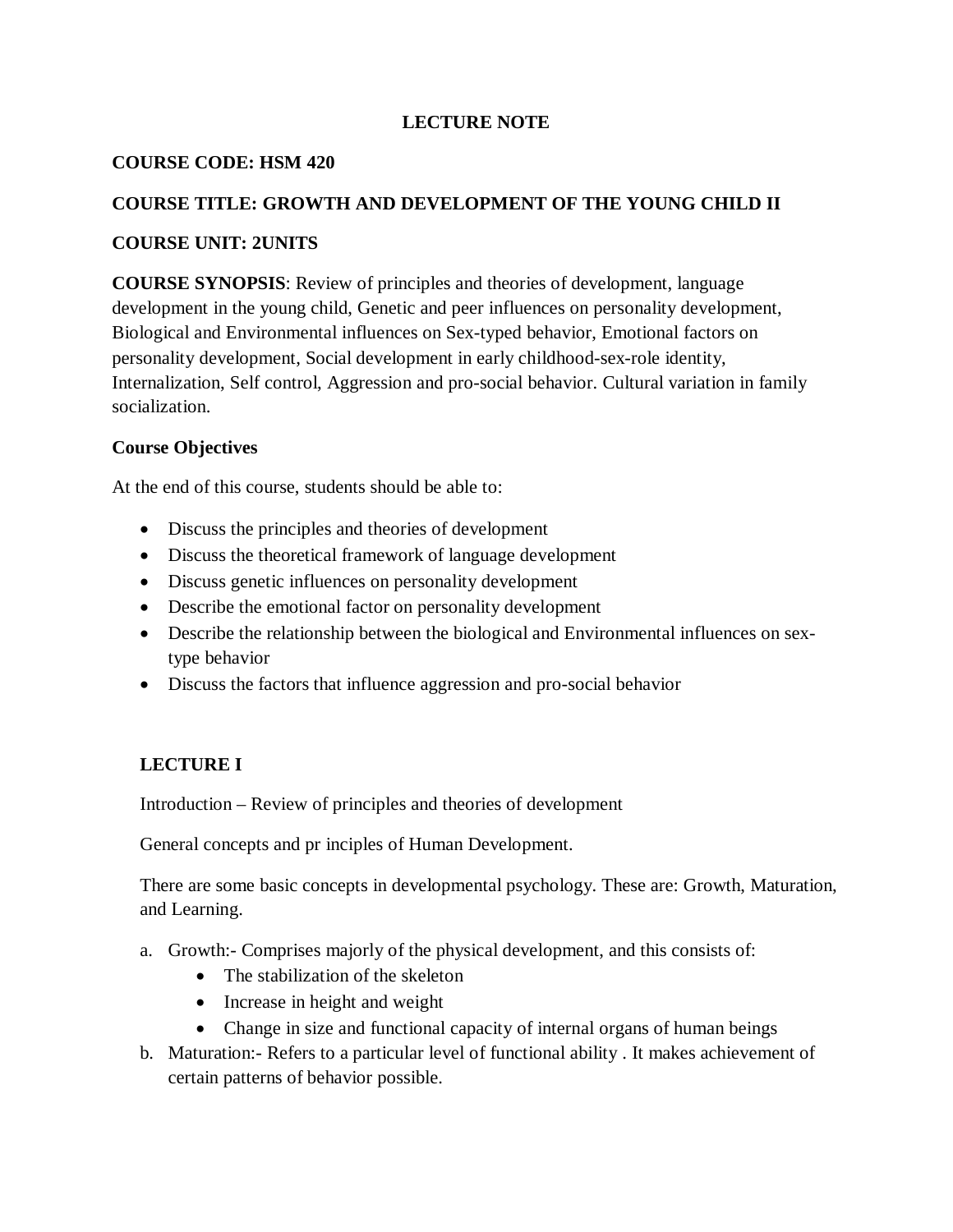# LECTURE NOTE

**COURSE CODE: HSM 420**

**COURSE TITLE: GROWTH AND DEVELOPMENT OF THE YOUNG CHILD II**

**COURSE UNIT: 2UNITS**

**COURSE SYNOPSIS**: Review of principles and theories of development, language development in the young child, Genetic and peer influences on personality development, Biological and Environmental influences on Sex-typed behavior, Emotional factors on personality development, Social development in early childhood-sex-role identity, Internalization, Self control, Aggression and pro-social behavior. Cultural variation in family socialization.

### Course Objectives

At the end of this course, students should be able to:

- Discuss the principles and theories of development
- Discuss the theoretical framework of language development
- Discuss genetic influences on personality development
- Describe the emotional factor on personality development
- Describe the relationship between the biological and Environmental influences on sex-type behavior
- Discuss the factors that influence aggression and pro-social behavior

## LECTURE I

Introduction – Review of principles and theories of development

General concepts and pr inciples of Human Development.

There are some basic concepts in developmental psychology. These are: Growth, Maturation, and Learning.

a. Growth:- Comprises majorly of the physical development, and this consists of:
    - The stabilization of the skeleton
    - Increase in height and weight
    - Change in size and functional capacity of internal organs of human beings
b. Maturation:- Refers to a particular level of functional ability . It makes achievement of certain patterns of behavior possible.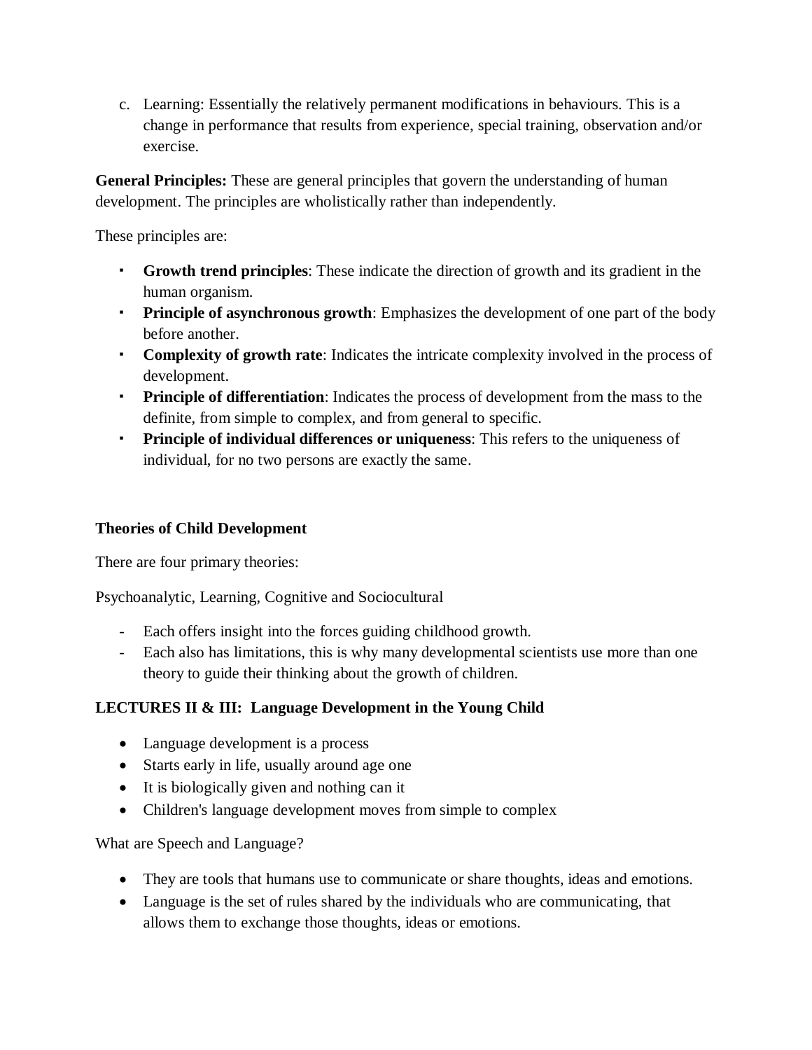c. Learning: Essentially the relatively permanent modifications in behaviours. This is a change in performance that results from experience, special training, observation and/or exercise.

**General Principles:** These are general principles that govern the understanding of human development. The principles are wholistically rather than independently.

These principles are:

- **Growth trend principles**: These indicate the direction of growth and its gradient in the human organism.
- **Principle of asynchronous growth**: Emphasizes the development of one part of the body before another.
- **Complexity of growth rate**: Indicates the intricate complexity involved in the process of development.
- **Principle of differentiation**: Indicates the process of development from the mass to the definite, from simple to complex, and from general to specific.
- **Principle of individual differences or uniqueness**: This refers to the uniqueness of individual, for no two persons are exactly the same.

**Theories of Child Development**

There are four primary theories:

Psychoanalytic, Learning, Cognitive and Sociocultural

- Each offers insight into the forces guiding childhood growth.
- Each also has limitations, this is why many developmental scientists use more than one theory to guide their thinking about the growth of children.

**LECTURES II & III: Language Development in the Young Child**

- Language development is a process
- Starts early in life, usually around age one
- It is biologically given and nothing can it
- Children's language development moves from simple to complex

What are Speech and Language?

- They are tools that humans use to communicate or share thoughts, ideas and emotions.
- Language is the set of rules shared by the individuals who are communicating, that allows them to exchange those thoughts, ideas or emotions.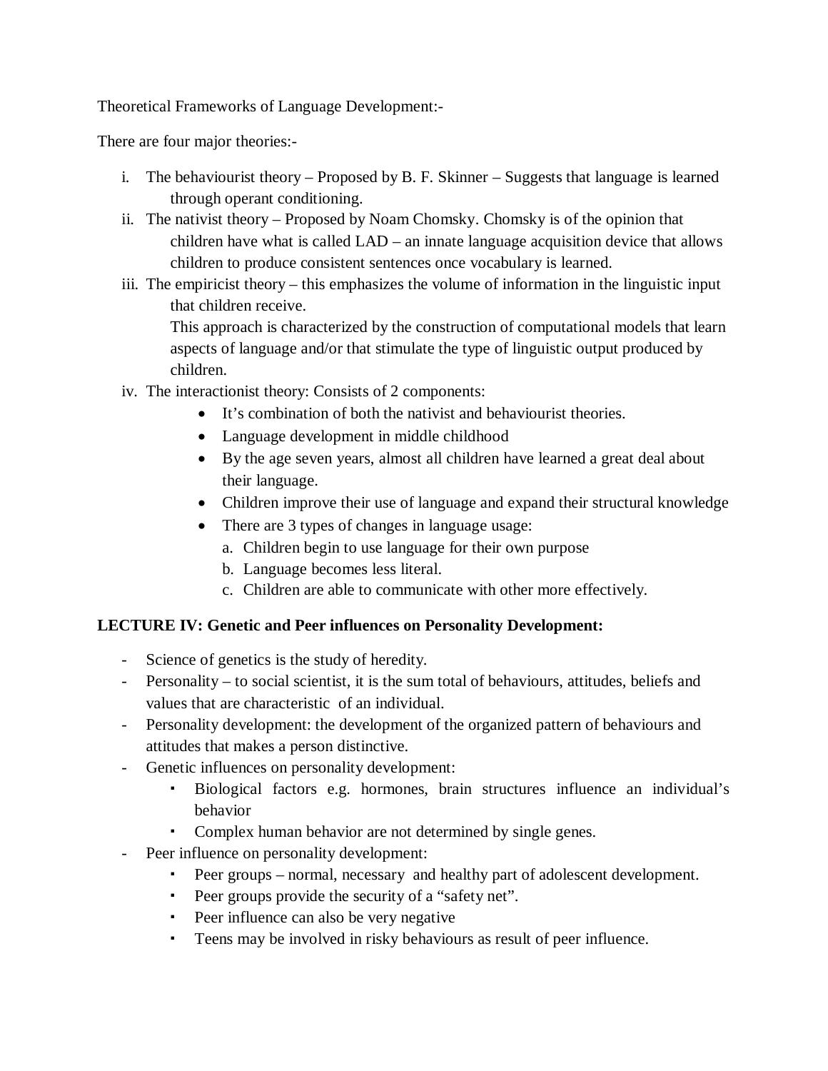Theoretical Frameworks of Language Development:-

There are four major theories:-

i. The behaviourist theory – Proposed by B. F. Skinner – Suggests that language is learned through operant conditioning.
ii. The nativist theory – Proposed by Noam Chomsky. Chomsky is of the opinion that children have what is called LAD – an innate language acquisition device that allows children to produce consistent sentences once vocabulary is learned.
iii. The empiricist theory – this emphasizes the volume of information in the linguistic input that children receive.
   This approach is characterized by the construction of computational models that learn aspects of language and/or that stimulate the type of linguistic output produced by children.
iv. The interactionist theory: Consists of 2 components:
   - It's combination of both the nativist and behaviourist theories.
   - Language development in middle childhood
   - By the age seven years, almost all children have learned a great deal about their language.
   - Children improve their use of language and expand their structural knowledge
   - There are 3 types of changes in language usage:
     a. Children begin to use language for their own purpose
     b. Language becomes less literal.
     c. Children are able to communicate with other more effectively.

**LECTURE IV: Genetic and Peer influences on Personality Development:**

- Science of genetics is the study of heredity.
- Personality – to social scientist, it is the sum total of behaviours, attitudes, beliefs and values that are characteristic of an individual.
- Personality development: the development of the organized pattern of behaviours and attitudes that makes a person distinctive.
- Genetic influences on personality development:
  - Biological factors e.g. hormones, brain structures influence an individual's behavior
  - Complex human behavior are not determined by single genes.
- Peer influence on personality development:
  - Peer groups – normal, necessary and healthy part of adolescent development.
  - Peer groups provide the security of a "safety net".
  - Peer influence can also be very negative
  - Teens may be involved in risky behaviours as result of peer influence.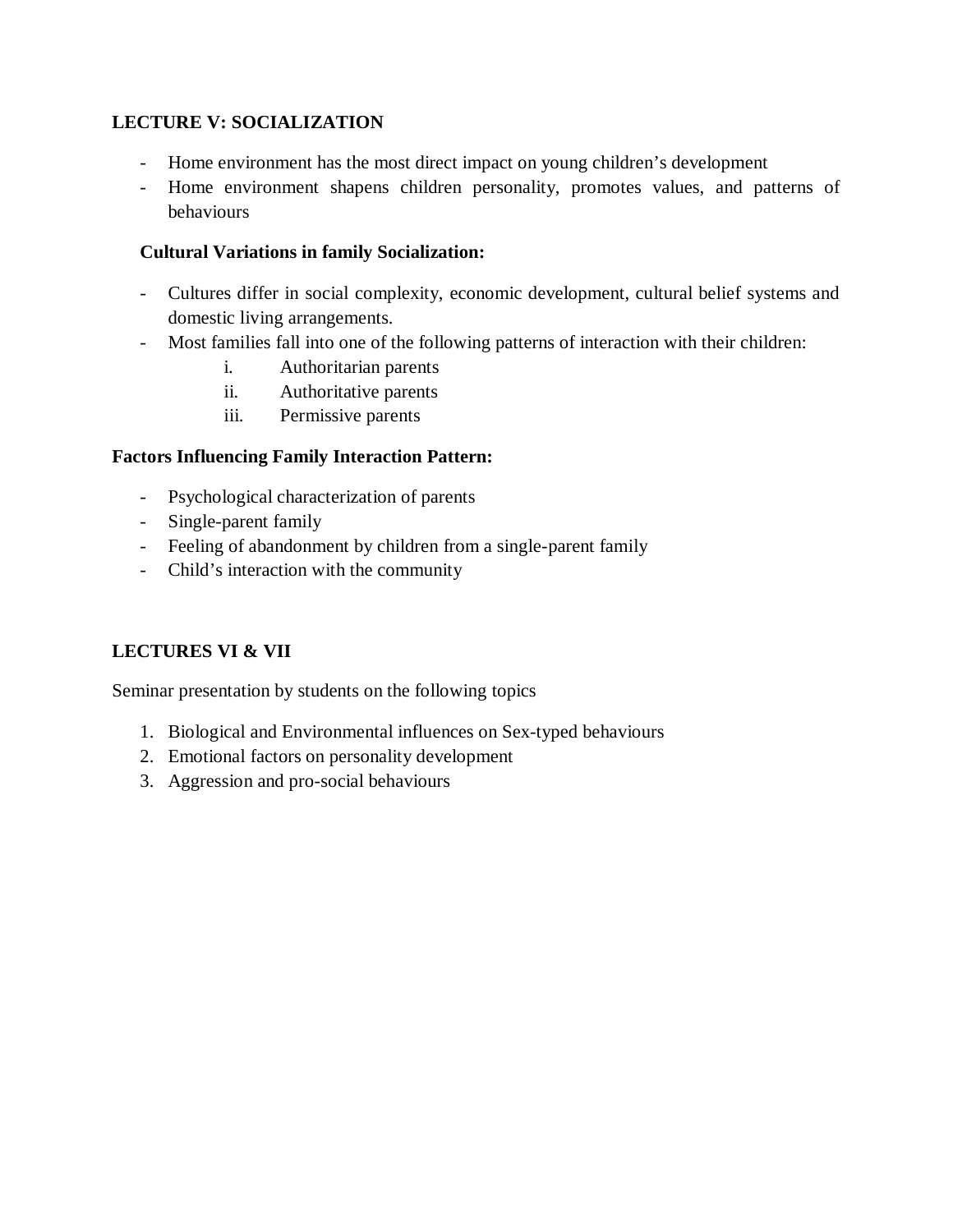**LECTURE V: SOCIALIZATION**

- Home environment has the most direct impact on young children's development
- Home environment shapens children personality, promotes values, and patterns of behaviours

**Cultural Variations in family Socialization:**

- Cultures differ in social complexity, economic development, cultural belief systems and domestic living arrangements.
- Most families fall into one of the following patterns of interaction with their children:
    i. Authoritarian parents
    ii. Authoritative parents
    iii. Permissive parents

**Factors Influencing Family Interaction Pattern:**

- Psychological characterization of parents
- Single-parent family
- Feeling of abandonment by children from a single-parent family
- Child's interaction with the community

**LECTURES VI & VII**

Seminar presentation by students on the following topics

1. Biological and Environmental influences on Sex-typed behaviours
2. Emotional factors on personality development
3. Aggression and pro-social behaviours